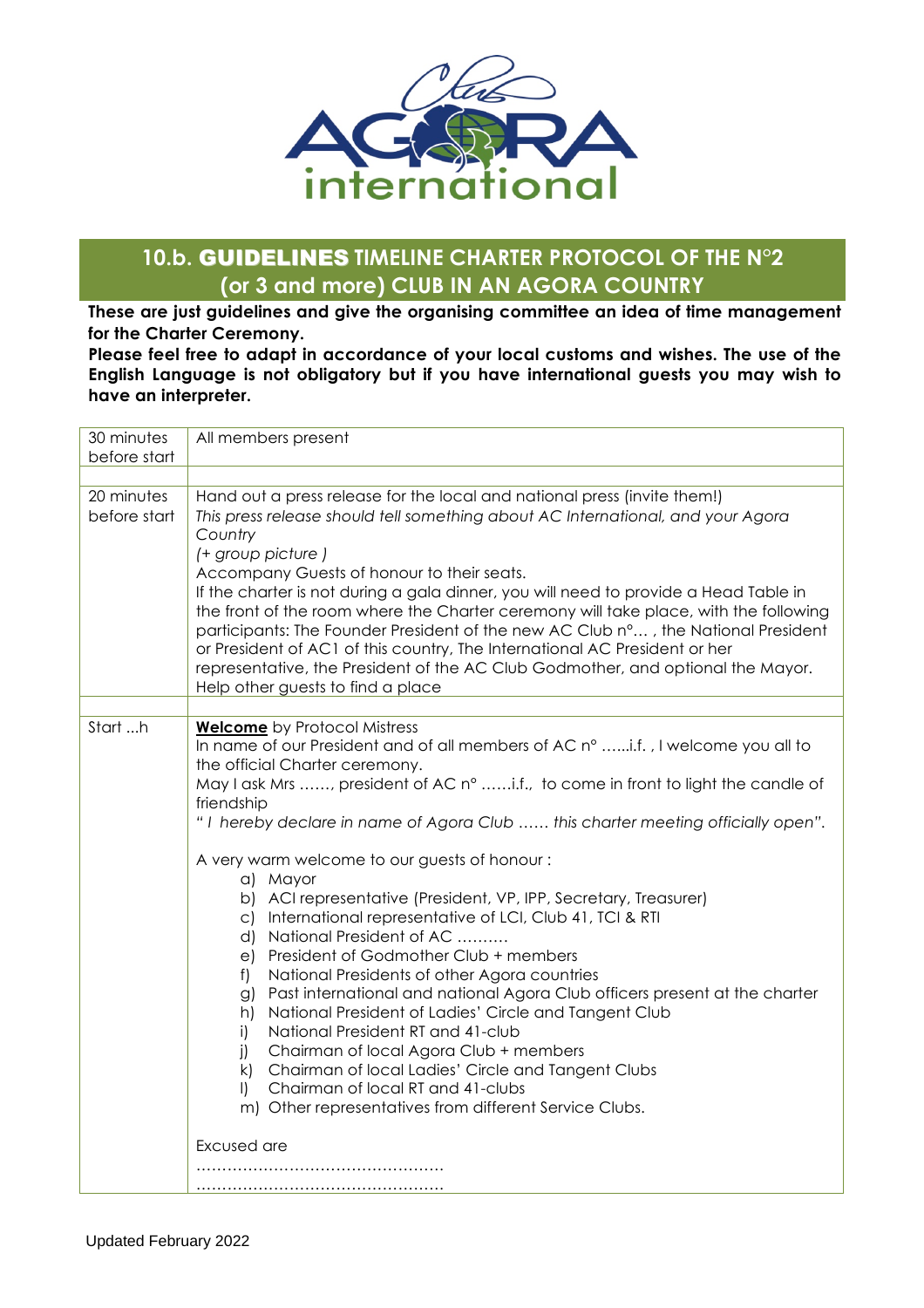## 10.b. GUIDELINES TIMELINE CHARTER PROTOCOL OF THE N°2 (or 3 and more) CLUB IN AN AGORA COUNTRY

**These are just guidelines and give the organising committee an idea of time management for the Charter Ceremony.**

**Please feel free to adapt in accordance of your local customs and wishes. The use of the English Language is not obligatory but if you have international guests you may wish to have an interpreter.**

| | |
|---|---|
| 30 minutes before start | All members present |
| | |
| 20 minutes before start | Hand out a press release for the local and national press (invite them!)<br>*This press release should tell something about AC International, and your Agora Country*<br>*(+ group picture )*<br>Accompany Guests of honour to their seats.<br>If the charter is not during a gala dinner, you will need to provide a Head Table in the front of the room where the Charter ceremony will take place, with the following participants: The Founder President of the new AC Club n°… , the National President or President of AC1 of this country, The International AC President or her representative, the President of the AC Club Godmother, and optional the Mayor.<br>Help other guests to find a place |
| | |
| Start …h | **Welcome** by Protocol Mistress<br>In name of our President and of all members of AC n° ……i.f. , I welcome you all to the official Charter ceremony.<br>May I ask Mrs ……, president of AC n° ……i.f., to come in front to light the candle of friendship<br>*" I hereby declare in name of Agora Club …… this charter meeting officially open".*<br><br>A very warm welcome to our guests of honour :<br>a) Mayor<br>b) ACI representative (President, VP, IPP, Secretary, Treasurer)<br>c) International representative of LCI, Club 41, TCI & RTI<br>d) National President of AC ……….<br>e) President of Godmother Club + members<br>f) National Presidents of other Agora countries<br>g) Past international and national Agora Club officers present at the charter<br>h) National President of Ladies' Circle and Tangent Club<br>i) National President RT and 41-club<br>j) Chairman of local Agora Club + members<br>k) Chairman of local Ladies' Circle and Tangent Clubs<br>l) Chairman of local RT and 41-clubs<br>m) Other representatives from different Service Clubs.<br><br>Excused are<br>…………………………………………<br>………………………………………… |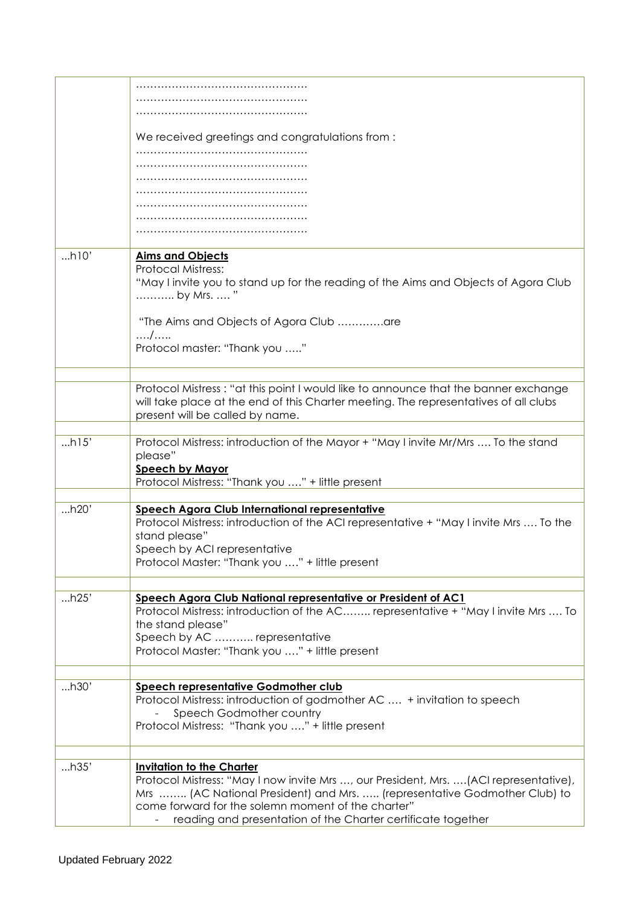| | |
|---|---|
| | …………………………………………<br>…………………………………………<br>…………………………………………<br><br>We received greetings and congratulations from :<br>…………………………………………<br>…………………………………………<br>…………………………………………<br>…………………………………………<br>…………………………………………<br>…………………………………………<br>………………………………………… |
| ...h10' | **Aims and Objects**<br>Protocal Mistress:<br>"May I invite you to stand up for the reading of the Aims and Objects of Agora Club ……….. by Mrs. …. "<br><br>"The Aims and Objects of Agora Club ………….are<br>…./…..<br>Protocol master: "Thank you ….." |
| | |
| | Protocol Mistress : "at this point I would like to announce that the banner exchange will take place at the end of this Charter meeting. The representatives of all clubs present will be called by name. |
| | |
| ...h15' | Protocol Mistress: introduction of the Mayor + "May I invite Mr/Mrs …. To the stand please"<br>**Speech by Mayor**<br>Protocol Mistress: "Thank you …." + little present |
| | |
| ...h20' | **Speech Agora Club International representative**<br>Protocol Mistress: introduction of the ACI representative + "May I invite Mrs …. To the stand please"<br>Speech by ACI representative<br>Protocol Master: "Thank you …." + little present |
| | |
| ...h25' | **Speech Agora Club National representative or President of AC1**<br>Protocol Mistress: introduction of the AC…….. representative + "May I invite Mrs …. To the stand please"<br>Speech by AC ……….. representative<br>Protocol Master: "Thank you …." + little present |
| | |
| ...h30' | **Speech representative Godmother club**<br>Protocol Mistress: introduction of godmother AC …. + invitation to speech<br>- Speech Godmother country<br>Protocol Mistress: "Thank you …." + little present |
| | |
| ...h35' | **Invitation to the Charter**<br>Protocol Mistress: "May I now invite Mrs …, our President, Mrs. ….(ACI representative), Mrs …….. (AC National President) and Mrs. ….. (representative Godmother Club) to come forward for the solemn moment of the charter"<br>- reading and presentation of the Charter certificate together |

Updated February 2022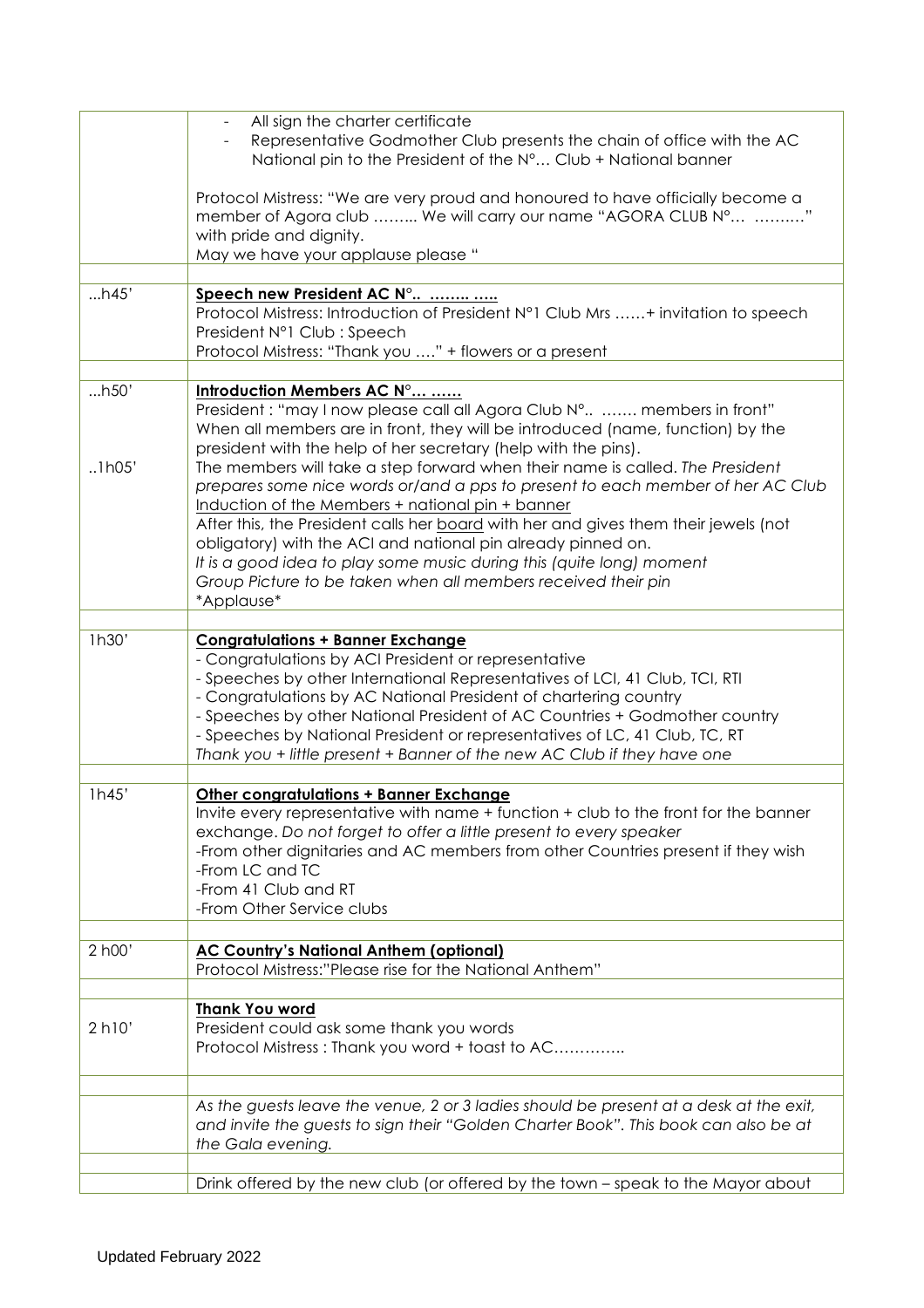| | |
|---|---|
| | - All sign the charter certificate<br>- Representative Godmother Club presents the chain of office with the AC National pin to the President of the N°… Club + National banner<br><br>Protocol Mistress: "We are very proud and honoured to have officially become a member of Agora club …….. We will carry our name "AGORA CLUB N°… ………" with pride and dignity.<br>May we have your applause please " |
| | |
| …h45' | <u>**Speech new President AC N°.. …….. …..**</u><br>Protocol Mistress: Introduction of President N°1 Club Mrs ……+ invitation to speech<br>President N°1 Club : Speech<br>Protocol Mistress: "Thank you …." + flowers or a present |
| | |
| …h50'<br><br><br><br>..1h05' | <u>**Introduction Members AC N°… ……**</u><br>President : "may I now please call all Agora Club N°.. ……. members in front"<br>When all members are in front, they will be introduced (name, function) by the president with the help of her secretary (help with the pins).<br>The members will take a step forward when their name is called. *The President prepares some nice words or/and a pps to present to each member of her AC Club*<br><u>Induction of the Members + national pin + banner</u><br>After this, the President calls her <u>board</u> with her and gives them their jewels (not obligatory) with the ACI and national pin already pinned on.<br>*It is a good idea to play some music during this (quite long) moment*<br>*Group Picture to be taken when all members received their pin*<br>\*Applause\* |
| | |
| 1h30' | <u>**Congratulations + Banner Exchange**</u><br>- Congratulations by ACI President or representative<br>- Speeches by other International Representatives of LCI, 41 Club, TCI, RTI<br>- Congratulations by AC National President of chartering country<br>- Speeches by other National President of AC Countries + Godmother country<br>- Speeches by National President or representatives of LC, 41 Club, TC, RT<br>*Thank you + little present + Banner of the new AC Club if they have one* |
| | |
| 1h45' | <u>**Other congratulations + Banner Exchange**</u><br>Invite every representative with name + function + club to the front for the banner exchange. *Do not forget to offer a little present to every speaker*<br>-From other dignitaries and AC members from other Countries present if they wish<br>-From LC and TC<br>-From 41 Club and RT<br>-From Other Service clubs |
| | |
| 2 h00' | <u>**AC Country's National Anthem (optional)**</u><br>Protocol Mistress:"Please rise for the National Anthem" |
| | |
| 2 h10' | <u>**Thank You word**</u><br>President could ask some thank you words<br>Protocol Mistress : Thank you word + toast to AC………….. |
| | |
| | *As the guests leave the venue, 2 or 3 ladies should be present at a desk at the exit, and invite the guests to sign their "Golden Charter Book". This book can also be at the Gala evening.* |
| | |
| | Drink offered by the new club (or offered by the town – speak to the Mayor about |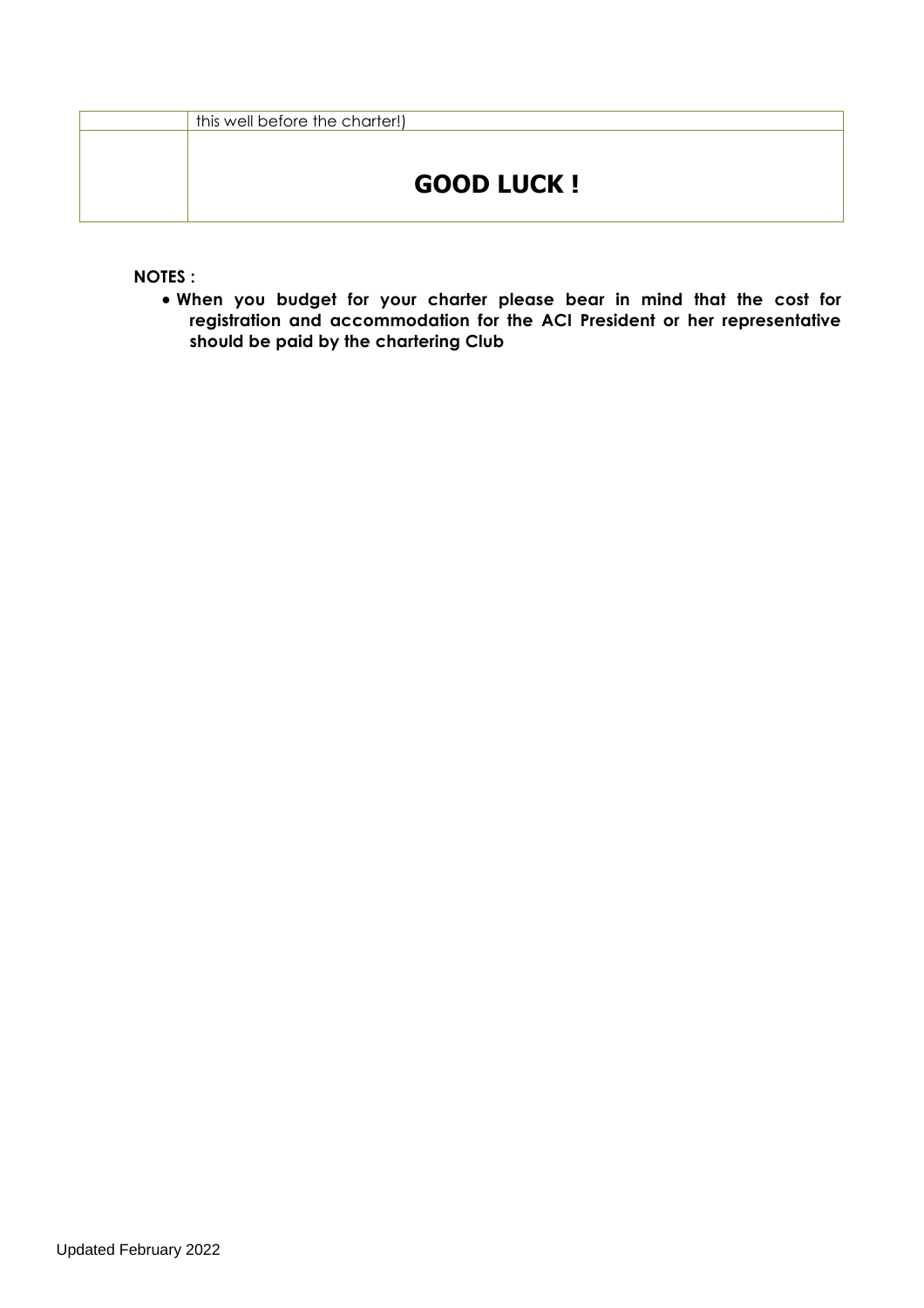| | |
|---|---|
| | this well before the charter!) |
| | **GOOD LUCK !** |

**NOTES :**

- **When you budget for your charter please bear in mind that the cost for registration and accommodation for the ACI President or her representative should be paid by the chartering Club**

Updated February 2022